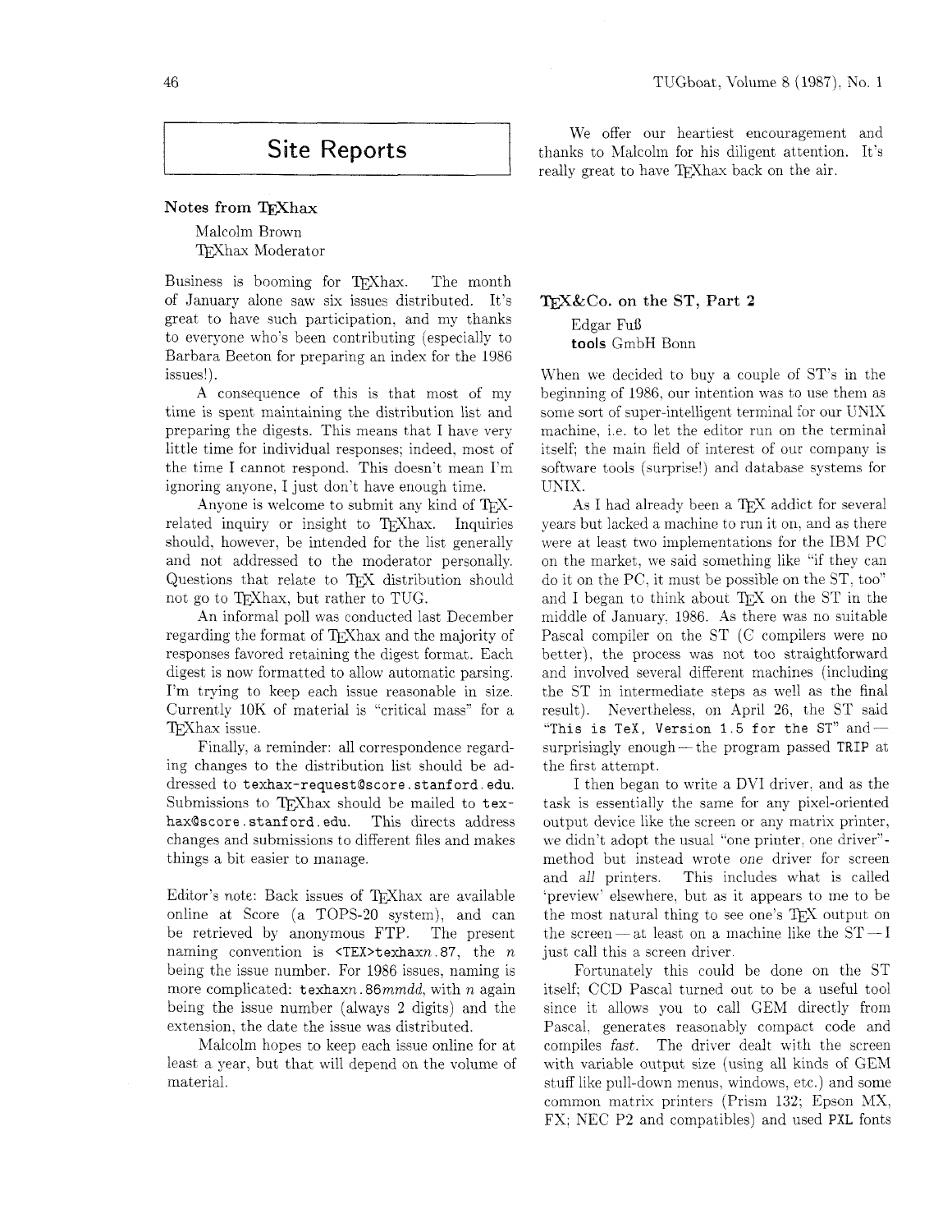# Site Reports

## Notes from TEXhax

Malcolm Brown
TEXhax Moderator

Business is booming for TEXhax. The month of January alone saw six issues distributed. It's great to have such participation, and my thanks to everyone who's been contributing (especially to Barbara Beeton for preparing an index for the 1986 issues!).

A consequence of this is that most of my time is spent maintaining the distribution list and preparing the digests. This means that I have very little time for individual responses; indeed, most of the time I cannot respond. This doesn't mean I'm ignoring anyone, I just don't have enough time.

Anyone is welcome to submit any kind of TEX-related inquiry or insight to TEXhax. Inquiries should, however, be intended for the list generally and not addressed to the moderator personally. Questions that relate to TEX distribution should not go to TEXhax, but rather to TUG.

An informal poll was conducted last December regarding the format of TEXhax and the majority of responses favored retaining the digest format. Each digest is now formatted to allow automatic parsing. I'm trying to keep each issue reasonable in size. Currently 10K of material is "critical mass" for a TEXhax issue.

Finally, a reminder: all correspondence regarding changes to the distribution list should be addressed to `texhax-request@score.stanford.edu`. Submissions to TEXhax should be mailed to `texhax@score.stanford.edu`. This directs address changes and submissions to different files and makes things a bit easier to manage.

*Editor's note:* Back issues of TEXhax are available online at Score (a TOPS-20 system), and can be retrieved by anonymous FTP. The present naming convention is `<TEX>texhax`*n*`.87`, the *n* being the issue number. For 1986 issues, naming is more complicated: `texhax`*n*`.86`*mmdd*, with *n* again being the issue number (always 2 digits) and the extension, the date the issue was distributed.

Malcolm hopes to keep each issue online for at least a year, but that will depend on the volume of material.

We offer our heartiest encouragement and thanks to Malcolm for his diligent attention. It's really great to have TEXhax back on the air.

## TEX&Co. on the ST, Part 2

Edgar Fuß
**tools** GmbH Bonn

When we decided to buy a couple of ST's in the beginning of 1986, our intention was to use them as some sort of super-intelligent terminal for our UNIX machine, i.e. to let the editor run on the terminal itself; the main field of interest of our company is software tools (surprise!) and database systems for UNIX.

As I had already been a TEX addict for several years but lacked a machine to run it on, and as there were at least two implementations for the IBM PC on the market, we said something like "if they can do it on the PC, it must be possible on the ST, too" and I began to think about TEX on the ST in the middle of January, 1986. As there was no suitable Pascal compiler on the ST (C compilers were no better), the process was not too straightforward and involved several different machines (including the ST in intermediate steps as well as the final result). Nevertheless, on April 26, the ST said "`This is TeX, Version 1.5 for the ST`" and — surprisingly enough — the program passed `TRIP` at the first attempt.

I then began to write a DVI driver, and as the task is essentially the same for any pixel-oriented output device like the screen or any matrix printer, we didn't adopt the usual "one printer, one driver"-method but instead wrote *one* driver for screen and *all* printers. This includes what is called 'preview' elsewhere, but as it appears to me to be the most natural thing to see one's TEX output on the screen — at least on a machine like the ST — I just call this a screen driver.

Fortunately this could be done on the ST itself; CCD Pascal turned out to be a useful tool since it allows you to call GEM directly from Pascal, generates reasonably compact code and compiles *fast*. The driver dealt with the screen with variable output size (using all kinds of GEM stuff like pull-down menus, windows, etc.) and some common matrix printers (Prism 132; Epson MX, FX; NEC P2 and compatibles) and used `PXL` fonts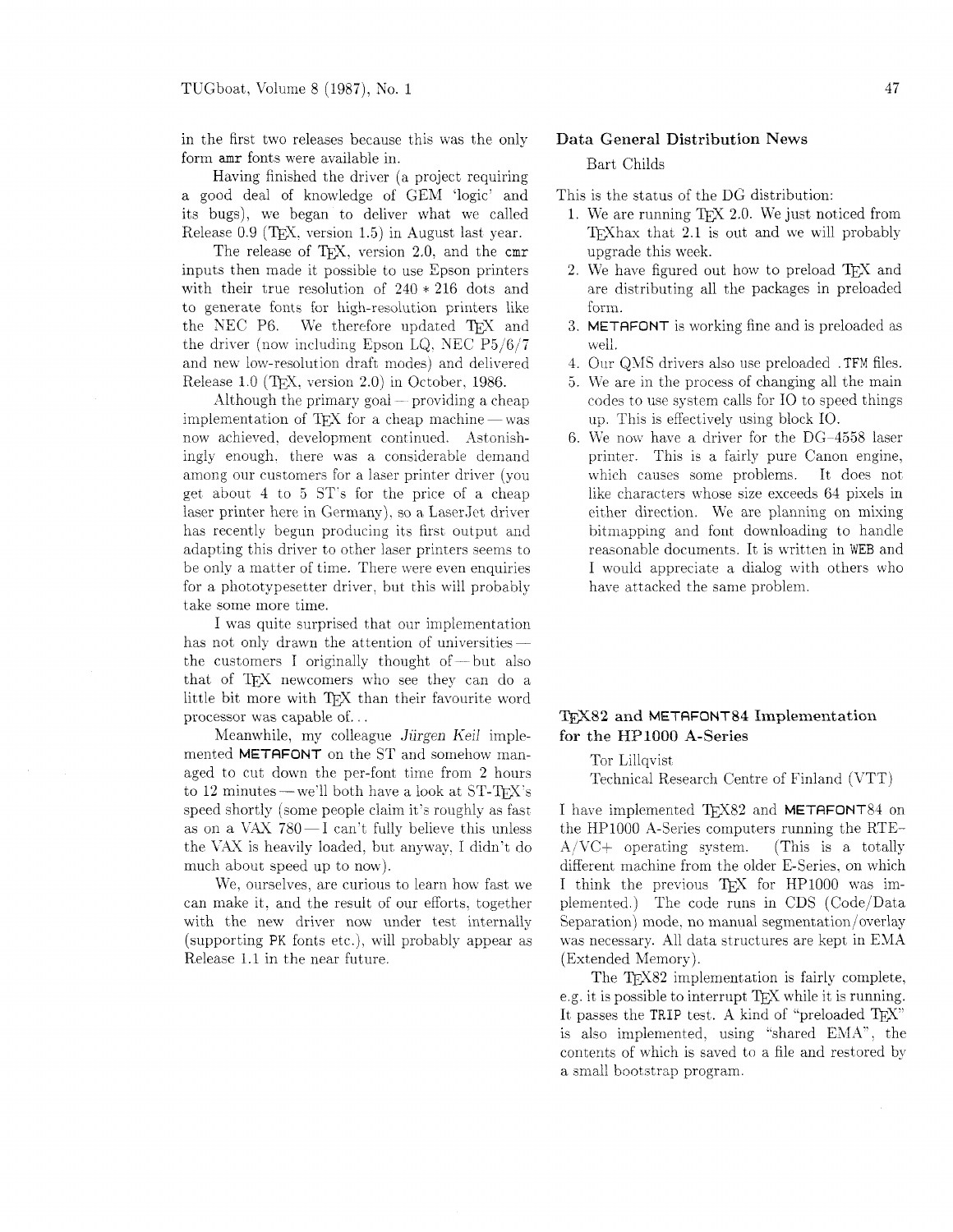in the first two releases because this was the only form `amr` fonts were available in.

Having finished the driver (a project requiring a good deal of knowledge of GEM 'logic' and its bugs), we began to deliver what we called Release 0.9 (TEX, version 1.5) in August last year.

The release of TEX, version 2.0, and the `cmr` inputs then made it possible to use Epson printers with their true resolution of 240 * 216 dots and to generate fonts for high-resolution printers like the NEC P6. We therefore updated TEX and the driver (now including Epson LQ, NEC P5/6/7 and new low-resolution draft modes) and delivered Release 1.0 (TEX, version 2.0) in October, 1986.

Although the primary goal — providing a cheap implementation of TEX for a cheap machine — was now achieved, development continued. Astonishingly enough, there was a considerable demand among our customers for a laser printer driver (you get about 4 to 5 ST's for the price of a cheap laser printer here in Germany), so a LaserJet driver has recently begun producing its first output and adapting this driver to other laser printers seems to be only a matter of time. There were even enquiries for a phototypesetter driver, but this will probably take some more time.

I was quite surprised that our implementation has not only drawn the attention of universities — the customers I originally thought of — but also that of TEX newcomers who see they can do a little bit more with TEX than their favourite word processor was capable of...

Meanwhile, my colleague *Jürgen Keil* implemented METAFONT on the ST and somehow managed to cut down the per-font time from 2 hours to 12 minutes — we'll both have a look at ST-TEX's speed shortly (some people claim it's roughly as fast as on a VAX 780 — I can't fully believe this unless the VAX is heavily loaded, but anyway, I didn't do much about speed up to now).

We, ourselves, are curious to learn how fast we can make it, and the result of our efforts, together with the new driver now under test internally (supporting `PK` fonts etc.), will probably appear as Release 1.1 in the near future.

## Data General Distribution News

Bart Childs

This is the status of the DG distribution:

1. We are running TEX 2.0. We just noticed from TEXhax that 2.1 is out and we will probably upgrade this week.
2. We have figured out how to preload TEX and are distributing all the packages in preloaded form.
3. METAFONT is working fine and is preloaded as well.
4. Our QMS drivers also use preloaded `.TFM` files.
5. We are in the process of changing all the main codes to use system calls for IO to speed things up. This is effectively using block IO.
6. We now have a driver for the DG-4558 laser printer. This is a fairly pure Canon engine, which causes some problems. It does not like characters whose size exceeds 64 pixels in either direction. We are planning on mixing bitmapping and font downloading to handle reasonable documents. It is written in `WEB` and I would appreciate a dialog with others who have attacked the same problem.

## TEX82 and METAFONT84 Implementation for the HP1000 A-Series

Tor Lillqvist
Technical Research Centre of Finland (VTT)

I have implemented TEX82 and METAFONT84 on the HP1000 A-Series computers running the RTE-A/VC+ operating system. (This is a totally different machine from the older E-Series, on which I think the previous TEX for HP1000 was implemented.) The code runs in CDS (Code/Data Separation) mode, no manual segmentation/overlay was necessary. All data structures are kept in EMA (Extended Memory).

The TEX82 implementation is fairly complete, e.g. it is possible to interrupt TEX while it is running. It passes the `TRIP` test. A kind of "preloaded TEX" is also implemented, using "shared EMA", the contents of which is saved to a file and restored by a small bootstrap program.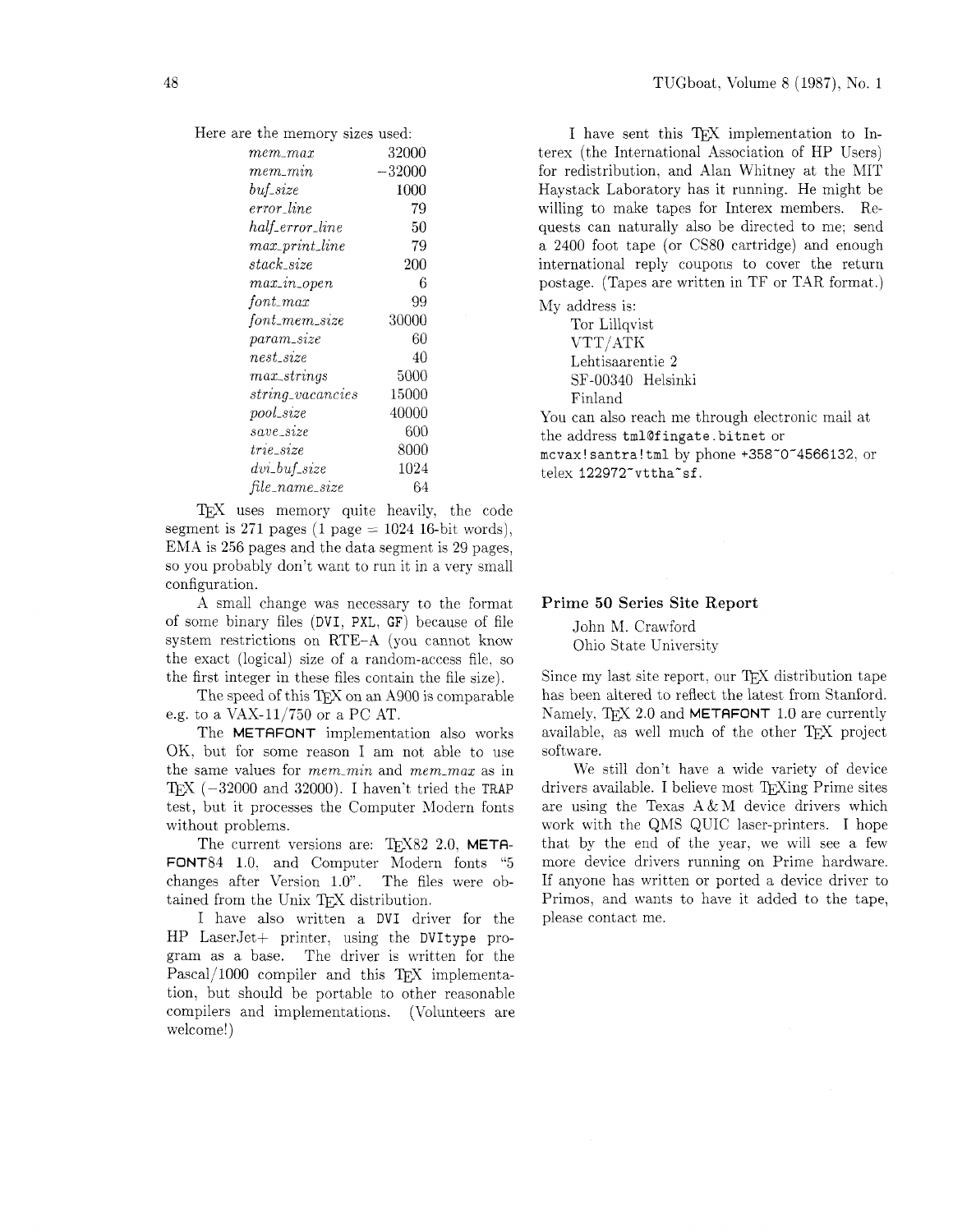Here are the memory sizes used:

| | |
|---|---|
| *mem_max* | 32000 |
| *mem_min* | −32000 |
| *buf_size* | 1000 |
| *error_line* | 79 |
| *half_error_line* | 50 |
| *max_print_line* | 79 |
| *stack_size* | 200 |
| *max_in_open* | 6 |
| *font_max* | 99 |
| *font_mem_size* | 30000 |
| *param_size* | 60 |
| *nest_size* | 40 |
| *max_strings* | 5000 |
| *string_vacancies* | 15000 |
| *pool_size* | 40000 |
| *save_size* | 600 |
| *trie_size* | 8000 |
| *dvi_buf_size* | 1024 |
| *file_name_size* | 64 |

TeX uses memory quite heavily, the code segment is 271 pages (1 page = 1024 16-bit words), EMA is 256 pages and the data segment is 29 pages, so you probably don't want to run it in a very small configuration.

A small change was necessary to the format of some binary files (DVI, PXL, GF) because of file system restrictions on RTE-A (you cannot know the exact (logical) size of a random-access file, so the first integer in these files contain the file size).

The speed of this TeX on an A900 is comparable e.g. to a VAX-11/750 or a PC AT.

The **METAFONT** implementation also works OK, but for some reason I am not able to use the same values for *mem_min* and *mem_max* as in TeX (−32000 and 32000). I haven't tried the TRAP test, but it processes the Computer Modern fonts without problems.

The current versions are: TeX82 2.0, **METAFONT**84 1.0, and Computer Modern fonts "5 changes after Version 1.0". The files were obtained from the Unix TeX distribution.

I have also written a DVI driver for the HP LaserJet+ printer, using the DVItype program as a base. The driver is written for the Pascal/1000 compiler and this TeX implementation, but should be portable to other reasonable compilers and implementations. (Volunteers are welcome!)

I have sent this TeX implementation to Interex (the International Association of HP Users) for redistribution, and Alan Whitney at the MIT Haystack Laboratory has it running. He might be willing to make tapes for Interex members. Requests can naturally also be directed to me; send a 2400 foot tape (or CS80 cartridge) and enough international reply coupons to cover the return postage. (Tapes are written in TF or TAR format.)

My address is:

Tor Lillqvist
VTT/ATK
Lehtisaarentie 2
SF-00340 Helsinki
Finland

You can also reach me through electronic mail at the address `tml@fingate.bitnet` or `mcvax!santra!tml` by phone `+358~0~4566132`, or telex `122972~vttha~sf`.

## Prime 50 Series Site Report

John M. Crawford
Ohio State University

Since my last site report, our TeX distribution tape has been altered to reflect the latest from Stanford. Namely, TeX 2.0 and **METAFONT** 1.0 are currently available, as well much of the other TeX project software.

We still don't have a wide variety of device drivers available. I believe most TeXing Prime sites are using the Texas A & M device drivers which work with the QMS QUIC laser-printers. I hope that by the end of the year, we will see a few more device drivers running on Prime hardware. If anyone has written or ported a device driver to Primos, and wants to have it added to the tape, please contact me.